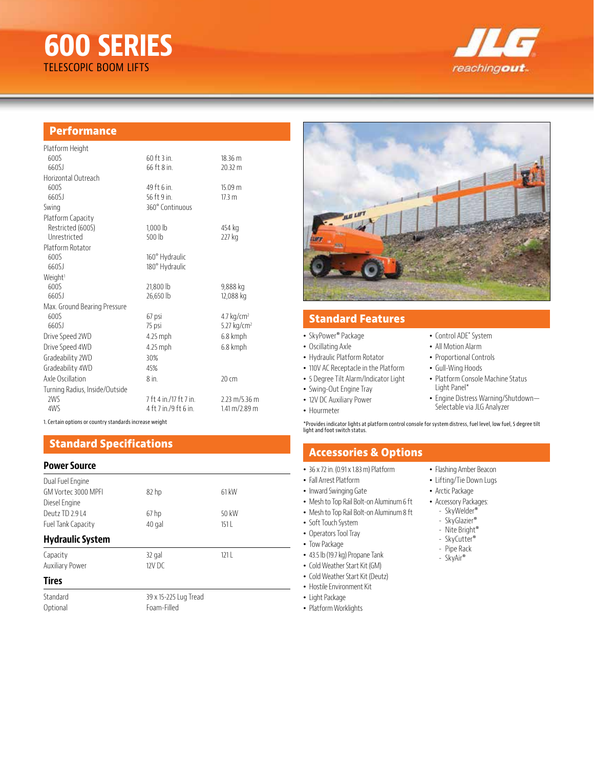# 600 SERIES

TELESCOPIC BOOM LIFTS

## Performance

| | | |
|---|---|---|
| Platform Height | | |
| 600S | 60 ft 3 in. | 18.36 m |
| 660SJ | 66 ft 8 in. | 20.32 m |
| Horizontal Outreach | | |
| 600S | 49 ft 6 in. | 15.09 m |
| 660SJ | 56 ft 9 in. | 17.3 m |
| Swing | 360° Continuous | |
| Platform Capacity | | |
| Restricted (600S) | 1,000 lb | 454 kg |
| Unrestricted | 500 lb | 227 kg |
| Platform Rotator | | |
| 600S | 160° Hydraulic | |
| 660SJ | 180° Hydraulic | |
| Weight[1] | | |
| 600S | 21,800 lb | 9,888 kg |
| 660SJ | 26,650 lb | 12,088 kg |
| Max. Ground Bearing Pressure | | |
| 600S | 67 psi | 4.7 kg/cm² |
| 660SJ | 75 psi | 5.27 kg/cm² |
| Drive Speed 2WD | 4.25 mph | 6.8 kmph |
| Drive Speed 4WD | 4.25 mph | 6.8 kmph |
| Gradeability 2WD | 30% | |
| Gradeability 4WD | 45% | |
| Axle Oscillation | 8 in. | 20 cm |
| Turning Radius, Inside/Outside | | |
| 2WS | 7 ft 4 in./17 ft 7 in. | 2.23 m/5.36 m |
| 4WS | 4 ft 7 in./9 ft 6 in. | 1.41 m/2.89 m |

1. Certain options or country standards increase weight

## Standard Specifications

### Power Source

| | | |
|---|---|---|
| Dual Fuel Engine | | |
| GM Vortec 3000 MPFI | 82 hp | 61 kW |
| Diesel Engine | | |
| Deutz TD 2.9 L4 | 67 hp | 50 kW |
| Fuel Tank Capacity | 40 gal | 151 L |

### Hydraulic System

| | | |
|---|---|---|
| Capacity | 32 gal | 121 L |
| Auxiliary Power | 12V DC | |

### Tires

| | |
|---|---|
| Standard | 39 x 15-225 Lug Tread |
| Optional | Foam-Filled |

## Standard Features

- SkyPower® Package
- Oscillating Axle
- Hydraulic Platform Rotator
- 110V AC Receptacle in the Platform
- 5 Degree Tilt Alarm/Indicator Light
- Swing-Out Engine Tray
- 12V DC Auxiliary Power
- Hourmeter
- Control ADE® System
- All Motion Alarm
- Proportional Controls
- Gull-Wing Hoods
- Platform Console Machine Status Light Panel*
- Engine Distress Warning/Shutdown—Selectable via JLG Analyzer

*Provides indicator lights at platform control console for system distress, fuel level, low fuel, 5 degree tilt light and foot switch status.

## Accessories & Options

- 36 x 72 in. (0.91 x 1.83 m) Platform
- Fall Arrest Platform
- Inward Swinging Gate
- Mesh to Top Rail Bolt-on Aluminum 6 ft
- Mesh to Top Rail Bolt-on Aluminum 8 ft
- Soft Touch System
- Operators Tool Tray
- Tow Package
- 43.5 lb (19.7 kg) Propane Tank
- Cold Weather Start Kit (GM)
- Cold Weather Start Kit (Deutz)
- Hostile Environment Kit
- Light Package
- Platform Worklights
- Flashing Amber Beacon
- Lifting/Tie Down Lugs
- Arctic Package
- Accessory Packages:
  - SkyWelder®
  - SkyGlazier®
  - Nite Bright®
  - SkyCutter®
  - Pipe Rack
  - SkyAir®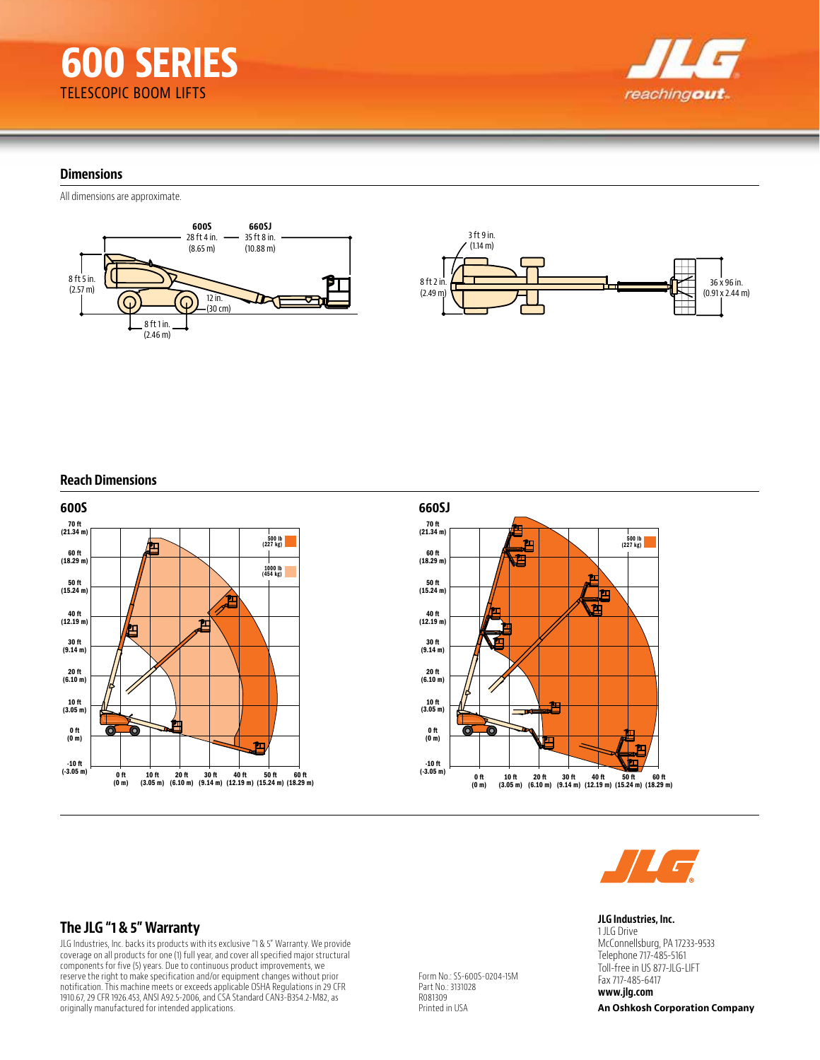# 600 SERIES

TELESCOPIC BOOM LIFTS

JLG reachingout.

## Dimensions

All dimensions are approximate.

600S
28 ft 4 in.
(8.65 m)

660SJ
35 ft 8 in.
(10.88 m)

8 ft 5 in.
(2.57 m)

12 in.
(30 cm)

8 ft 1 in.
(2.46 m)

3 ft 9 in.
(1.14 m)

8 ft 2 in.
(2.49 m)

36 x 96 in.
(0.91 x 2.44 m)

## Reach Dimensions

### 600S

500 lb (227 kg)

1000 lb (454 kg)

70 ft (21.34 m)
60 ft (18.29 m)
50 ft (15.24 m)
40 ft (12.19 m)
30 ft (9.14 m)
20 ft (6.10 m)
10 ft (3.05 m)
0 ft (0 m)
-10 ft (-3.05 m)

0 ft (0 m)
10 ft (3.05 m)
20 ft (6.10 m)
30 ft (9.14 m)
40 ft (12.19 m)
50 ft (15.24 m)
60 ft (18.29 m)

### 660SJ

500 lb (227 kg)

70 ft (21.34 m)
60 ft (18.29 m)
50 ft (15.24 m)
40 ft (12.19 m)
30 ft (9.14 m)
20 ft (6.10 m)
10 ft (3.05 m)
0 ft (0 m)
-10 ft (-3.05 m)

0 ft (0 m)
10 ft (3.05 m)
20 ft (6.10 m)
30 ft (9.14 m)
40 ft (12.19 m)
50 ft (15.24 m)
60 ft (18.29 m)

JLG

## The JLG "1 & 5" Warranty

JLG Industries, Inc. backs its products with its exclusive "1 & 5" Warranty. We provide coverage on all products for one (1) full year, and cover all specified major structural components for five (5) years. Due to continuous product improvements, we reserve the right to make specification and/or equipment changes without prior notification. This machine meets or exceeds applicable OSHA Regulations in 29 CFR 1910.67, 29 CFR 1926.453, ANSI A92.5-2006, and CSA Standard CAN3-B354.2-M82, as originally manufactured for intended applications.

Form No.: SS-600S-0204-15M
Part No.: 3131028
R081309
Printed in USA

**JLG Industries, Inc.**
1 JLG Drive
McConnellsburg, PA 17233-9533
Telephone 717-485-5161
Toll-free in US 877-JLG-LIFT
Fax 717-485-6417
**www.jlg.com**
**An Oshkosh Corporation Company**